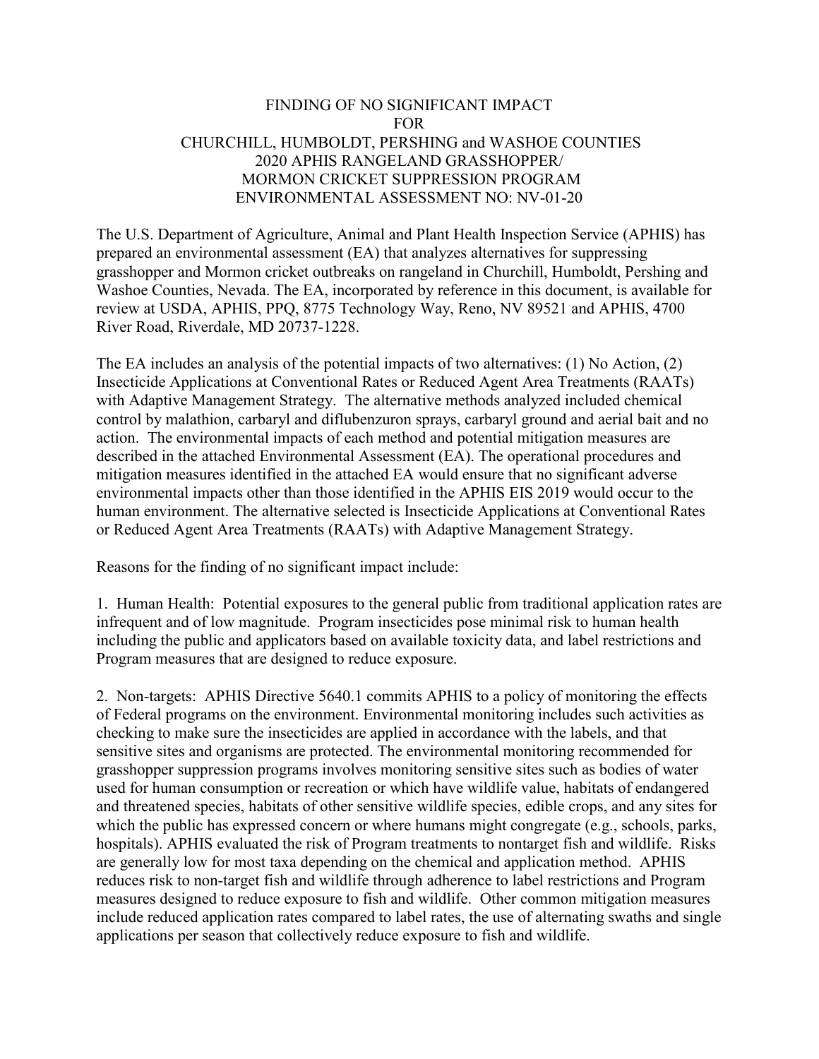# FINDING OF NO SIGNIFICANT IMPACT
# FOR
# CHURCHILL, HUMBOLDT, PERSHING and WASHOE COUNTIES
# 2020 APHIS RANGELAND GRASSHOPPER/ MORMON CRICKET SUPPRESSION PROGRAM
# ENVIRONMENTAL ASSESSMENT NO: NV-01-20

The U.S. Department of Agriculture, Animal and Plant Health Inspection Service (APHIS) has prepared an environmental assessment (EA) that analyzes alternatives for suppressing grasshopper and Mormon cricket outbreaks on rangeland in Churchill, Humboldt, Pershing and Washoe Counties, Nevada. The EA, incorporated by reference in this document, is available for review at USDA, APHIS, PPQ, 8775 Technology Way, Reno, NV 89521 and APHIS, 4700 River Road, Riverdale, MD 20737-1228.

The EA includes an analysis of the potential impacts of two alternatives: (1) No Action, (2) Insecticide Applications at Conventional Rates or Reduced Agent Area Treatments (RAATs) with Adaptive Management Strategy. The alternative methods analyzed included chemical control by malathion, carbaryl and diflubenzuron sprays, carbaryl ground and aerial bait and no action. The environmental impacts of each method and potential mitigation measures are described in the attached Environmental Assessment (EA). The operational procedures and mitigation measures identified in the attached EA would ensure that no significant adverse environmental impacts other than those identified in the APHIS EIS 2019 would occur to the human environment. The alternative selected is Insecticide Applications at Conventional Rates or Reduced Agent Area Treatments (RAATs) with Adaptive Management Strategy.

Reasons for the finding of no significant impact include:

1. Human Health: Potential exposures to the general public from traditional application rates are infrequent and of low magnitude. Program insecticides pose minimal risk to human health including the public and applicators based on available toxicity data, and label restrictions and Program measures that are designed to reduce exposure.

2. Non-targets: APHIS Directive 5640.1 commits APHIS to a policy of monitoring the effects of Federal programs on the environment. Environmental monitoring includes such activities as checking to make sure the insecticides are applied in accordance with the labels, and that sensitive sites and organisms are protected. The environmental monitoring recommended for grasshopper suppression programs involves monitoring sensitive sites such as bodies of water used for human consumption or recreation or which have wildlife value, habitats of endangered and threatened species, habitats of other sensitive wildlife species, edible crops, and any sites for which the public has expressed concern or where humans might congregate (e.g., schools, parks, hospitals). APHIS evaluated the risk of Program treatments to nontarget fish and wildlife. Risks are generally low for most taxa depending on the chemical and application method. APHIS reduces risk to non-target fish and wildlife through adherence to label restrictions and Program measures designed to reduce exposure to fish and wildlife. Other common mitigation measures include reduced application rates compared to label rates, the use of alternating swaths and single applications per season that collectively reduce exposure to fish and wildlife.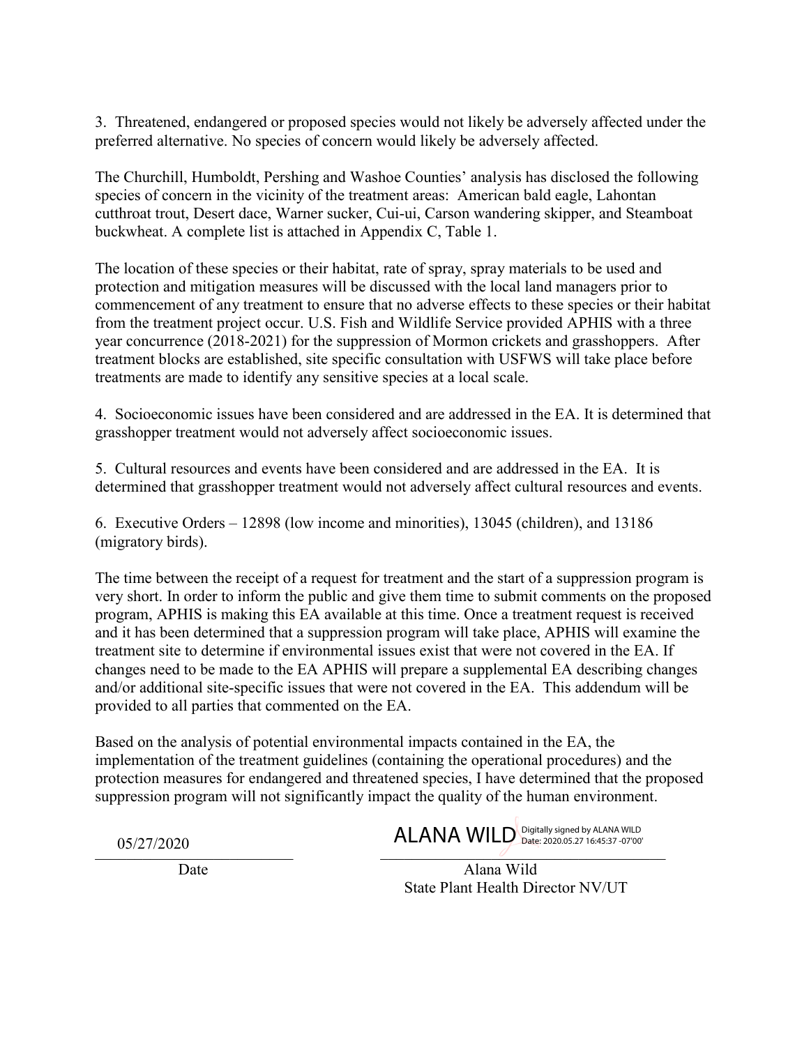3. Threatened, endangered or proposed species would not likely be adversely affected under the preferred alternative. No species of concern would likely be adversely affected.

The Churchill, Humboldt, Pershing and Washoe Counties' analysis has disclosed the following species of concern in the vicinity of the treatment areas: American bald eagle, Lahontan cutthroat trout, Desert dace, Warner sucker, Cui-ui, Carson wandering skipper, and Steamboat buckwheat. A complete list is attached in Appendix C, Table 1.

The location of these species or their habitat, rate of spray, spray materials to be used and protection and mitigation measures will be discussed with the local land managers prior to commencement of any treatment to ensure that no adverse effects to these species or their habitat from the treatment project occur. U.S. Fish and Wildlife Service provided APHIS with a three year concurrence (2018-2021) for the suppression of Mormon crickets and grasshoppers. After treatment blocks are established, site specific consultation with USFWS will take place before treatments are made to identify any sensitive species at a local scale.

4. Socioeconomic issues have been considered and are addressed in the EA. It is determined that grasshopper treatment would not adversely affect socioeconomic issues.

5. Cultural resources and events have been considered and are addressed in the EA. It is determined that grasshopper treatment would not adversely affect cultural resources and events.

6. Executive Orders – 12898 (low income and minorities), 13045 (children), and 13186 (migratory birds).

The time between the receipt of a request for treatment and the start of a suppression program is very short. In order to inform the public and give them time to submit comments on the proposed program, APHIS is making this EA available at this time. Once a treatment request is received and it has been determined that a suppression program will take place, APHIS will examine the treatment site to determine if environmental issues exist that were not covered in the EA. If changes need to be made to the EA APHIS will prepare a supplemental EA describing changes and/or additional site-specific issues that were not covered in the EA. This addendum will be provided to all parties that commented on the EA.

Based on the analysis of potential environmental impacts contained in the EA, the implementation of the treatment guidelines (containing the operational procedures) and the protection measures for endangered and threatened species, I have determined that the proposed suppression program will not significantly impact the quality of the human environment.

05/27/2020

Date

ALANA WILD Digitally signed by ALANA WILD Date: 2020.05.27 16:45:37 -07'00'

Alana Wild
State Plant Health Director NV/UT